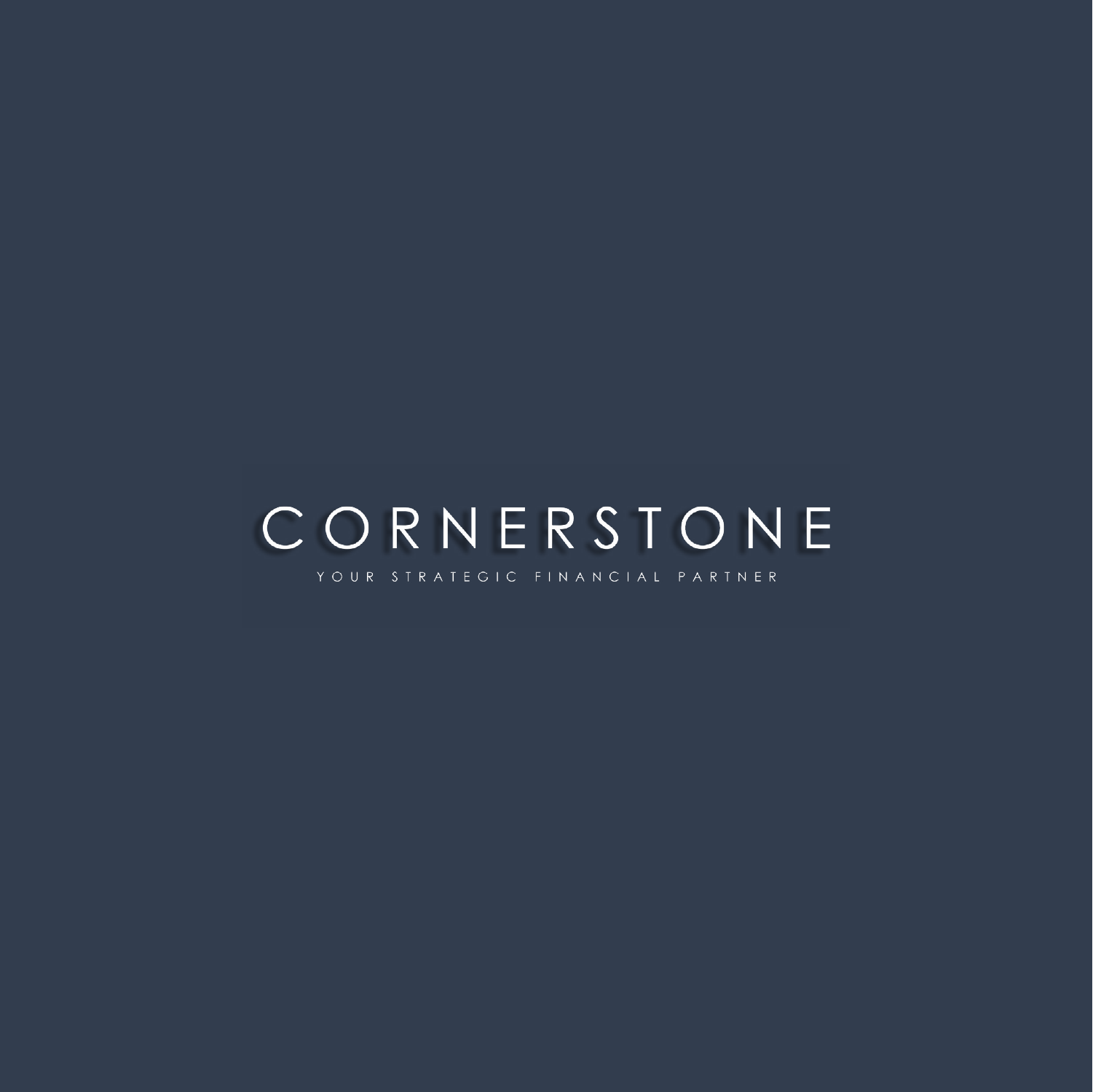# CORNERSTONE

YOUR STRATEGIC FINANCIAL PARTNER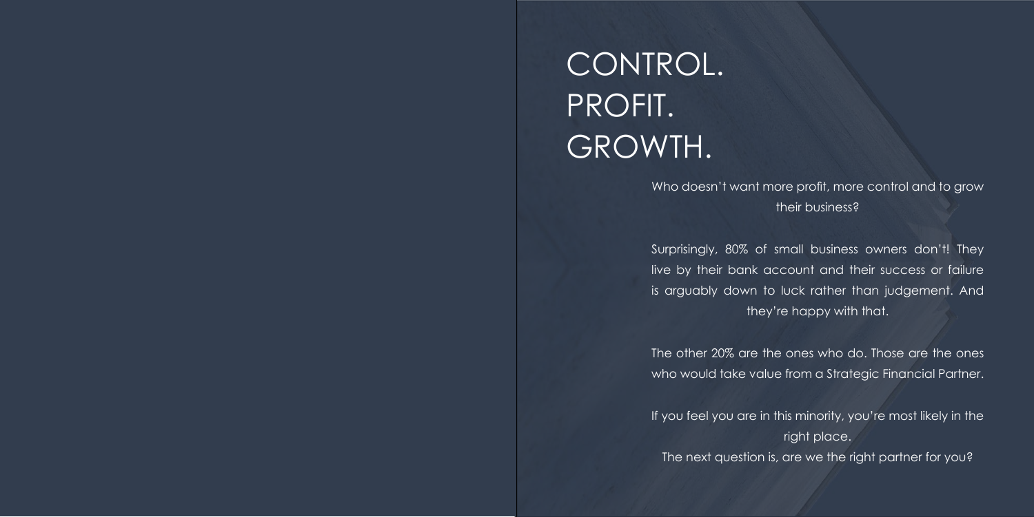# CONTROL.
# PROFIT.
# GROWTH.

Who doesn't want more profit, more control and to grow their business?

Surprisingly, 80% of small business owners don't! They live by their bank account and their success or failure is arguably down to luck rather than judgement. And they're happy with that.

The other 20% are the ones who do. Those are the ones who would take value from a Strategic Financial Partner.

If you feel you are in this minority, you're most likely in the right place.

The next question is, are we the right partner for you?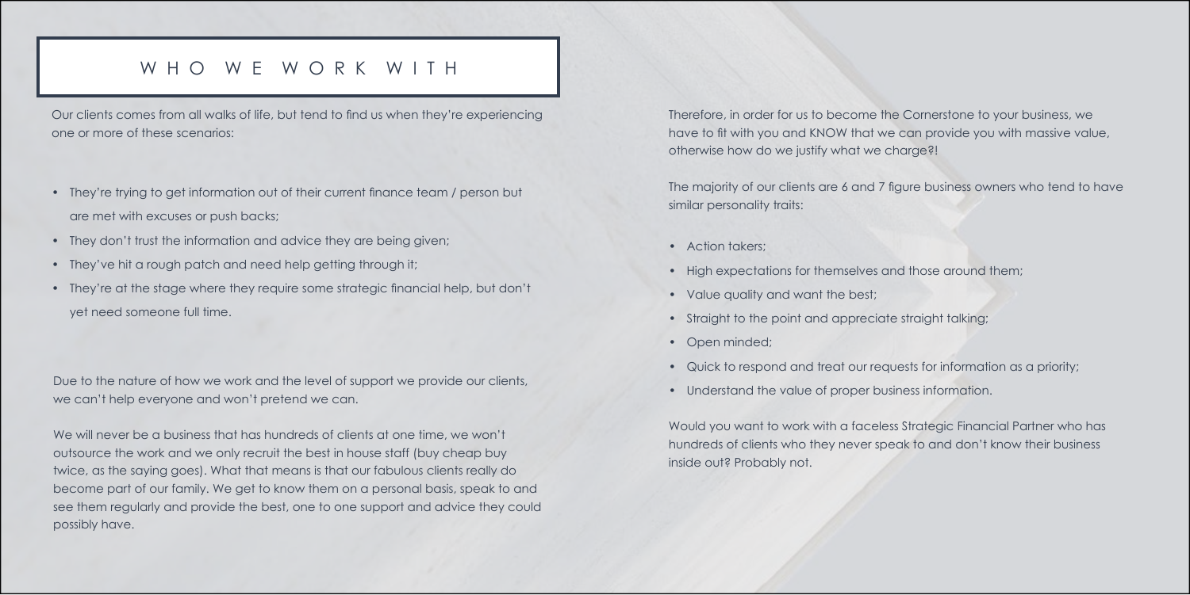# WHO WE WORK WITH

Our clients comes from all walks of life, but tend to find us when they're experiencing one or more of these scenarios:

- They're trying to get information out of their current finance team / person but are met with excuses or push backs;
- They don't trust the information and advice they are being given;
- They've hit a rough patch and need help getting through it;
- They're at the stage where they require some strategic financial help, but don't yet need someone full time.

Due to the nature of how we work and the level of support we provide our clients, we can't help everyone and won't pretend we can.

We will never be a business that has hundreds of clients at one time, we won't outsource the work and we only recruit the best in house staff (buy cheap buy twice, as the saying goes). What that means is that our fabulous clients really do become part of our family. We get to know them on a personal basis, speak to and see them regularly and provide the best, one to one support and advice they could possibly have.

Therefore, in order for us to become the Cornerstone to your business, we have to fit with you and KNOW that we can provide you with massive value, otherwise how do we justify what we charge?!

The majority of our clients are 6 and 7 figure business owners who tend to have similar personality traits:

- Action takers;
- High expectations for themselves and those around them;
- Value quality and want the best;
- Straight to the point and appreciate straight talking;
- Open minded;
- Quick to respond and treat our requests for information as a priority;
- Understand the value of proper business information.

Would you want to work with a faceless Strategic Financial Partner who has hundreds of clients who they never speak to and don't know their business inside out? Probably not.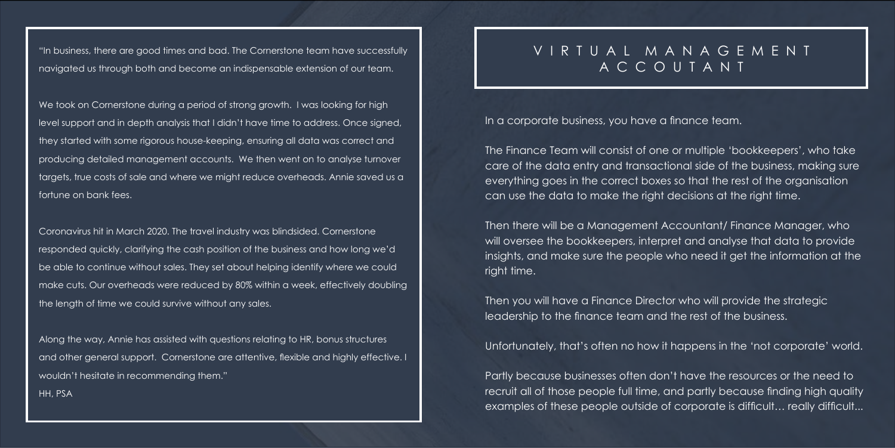"In business, there are good times and bad. The Cornerstone team have successfully navigated us through both and become an indispensable extension of our team.

We took on Cornerstone during a period of strong growth. I was looking for high level support and in depth analysis that I didn't have time to address. Once signed, they started with some rigorous house-keeping, ensuring all data was correct and producing detailed management accounts. We then went on to analyse turnover targets, true costs of sale and where we might reduce overheads. Annie saved us a fortune on bank fees.

Coronavirus hit in March 2020. The travel industry was blindsided. Cornerstone responded quickly, clarifying the cash position of the business and how long we'd be able to continue without sales. They set about helping identify where we could make cuts. Our overheads were reduced by 80% within a week, effectively doubling the length of time we could survive without any sales.

Along the way, Annie has assisted with questions relating to HR, bonus structures and other general support. Cornerstone are attentive, flexible and highly effective. I wouldn't hesitate in recommending them."

HH, PSA

# VIRTUAL MANAGEMENT ACCOUTANT

In a corporate business, you have a finance team.

The Finance Team will consist of one or multiple 'bookkeepers', who take care of the data entry and transactional side of the business, making sure everything goes in the correct boxes so that the rest of the organisation can use the data to make the right decisions at the right time.

Then there will be a Management Accountant/ Finance Manager, who will oversee the bookkeepers, interpret and analyse that data to provide insights, and make sure the people who need it get the information at the right time.

Then you will have a Finance Director who will provide the strategic leadership to the finance team and the rest of the business.

Unfortunately, that's often no how it happens in the 'not corporate' world.

Partly because businesses often don't have the resources or the need to recruit all of those people full time, and partly because finding high quality examples of these people outside of corporate is difficult… really difficult...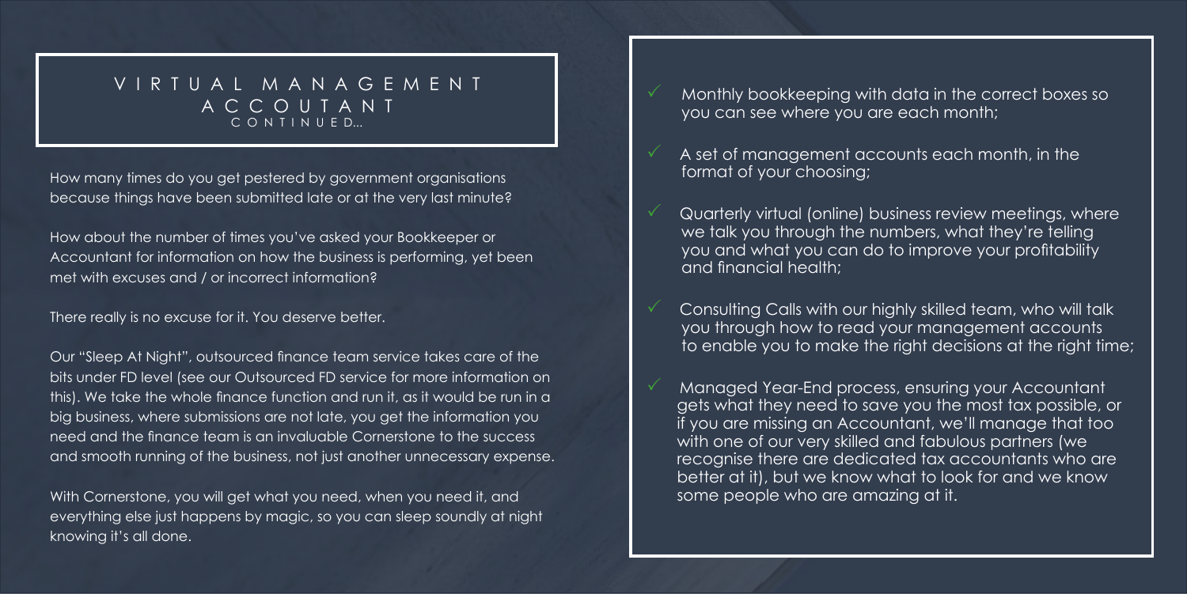## VIRTUAL MANAGEMENT ACCOUTANT

CONTINUED...

How many times do you get pestered by government organisations because things have been submitted late or at the very last minute?

How about the number of times you've asked your Bookkeeper or Accountant for information on how the business is performing, yet been met with excuses and / or incorrect information?

There really is no excuse for it. You deserve better.

Our "Sleep At Night", outsourced finance team service takes care of the bits under FD level (see our Outsourced FD service for more information on this). We take the whole finance function and run it, as it would be run in a big business, where submissions are not late, you get the information you need and the finance team is an invaluable Cornerstone to the success and smooth running of the business, not just another unnecessary expense.

With Cornerstone, you will get what you need, when you need it, and everything else just happens by magic, so you can sleep soundly at night knowing it's all done.

- ✓ Monthly bookkeeping with data in the correct boxes so you can see where you are each month;
- ✓ A set of management accounts each month, in the format of your choosing;
- ✓ Quarterly virtual (online) business review meetings, where we talk you through the numbers, what they're telling you and what you can do to improve your profitability and financial health;
- ✓ Consulting Calls with our highly skilled team, who will talk you through how to read your management accounts to enable you to make the right decisions at the right time;
- ✓ Managed Year-End process, ensuring your Accountant gets what they need to save you the most tax possible, or if you are missing an Accountant, we'll manage that too with one of our very skilled and fabulous partners (we recognise there are dedicated tax accountants who are better at it), but we know what to look for and we know some people who are amazing at it.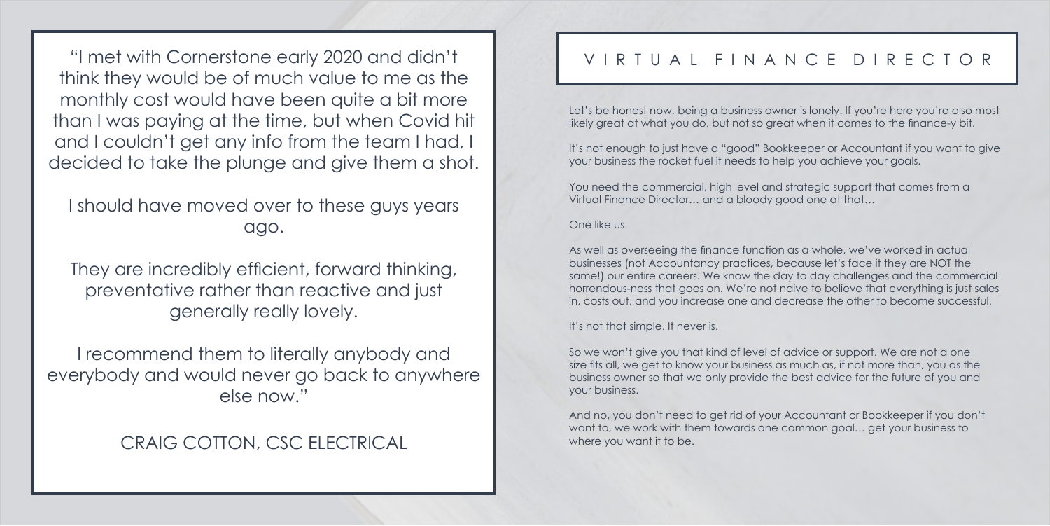"I met with Cornerstone early 2020 and didn't think they would be of much value to me as the monthly cost would have been quite a bit more than I was paying at the time, but when Covid hit and I couldn't get any info from the team I had, I decided to take the plunge and give them a shot.

I should have moved over to these guys years ago.

They are incredibly efficient, forward thinking, preventative rather than reactive and just generally really lovely.

I recommend them to literally anybody and everybody and would never go back to anywhere else now."

CRAIG COTTON, CSC ELECTRICAL

## VIRTUAL FINANCE DIRECTOR

Let's be honest now, being a business owner is lonely. If you're here you're also most likely great at what you do, but not so great when it comes to the finance-y bit.

It's not enough to just have a "good" Bookkeeper or Accountant if you want to give your business the rocket fuel it needs to help you achieve your goals.

You need the commercial, high level and strategic support that comes from a Virtual Finance Director… and a bloody good one at that…

One like us.

As well as overseeing the finance function as a whole, we've worked in actual businesses (not Accountancy practices, because let's face it they are NOT the same!) our entire careers. We know the day to day challenges and the commercial horrendous-ness that goes on. We're not naive to believe that everything is just sales in, costs out, and you increase one and decrease the other to become successful.

It's not that simple. It never is.

So we won't give you that kind of level of advice or support. We are not a one size fits all, we get to know your business as much as, if not more than, you as the business owner so that we only provide the best advice for the future of you and your business.

And no, you don't need to get rid of your Accountant or Bookkeeper if you don't want to, we work with them towards one common goal… get your business to where you want it to be.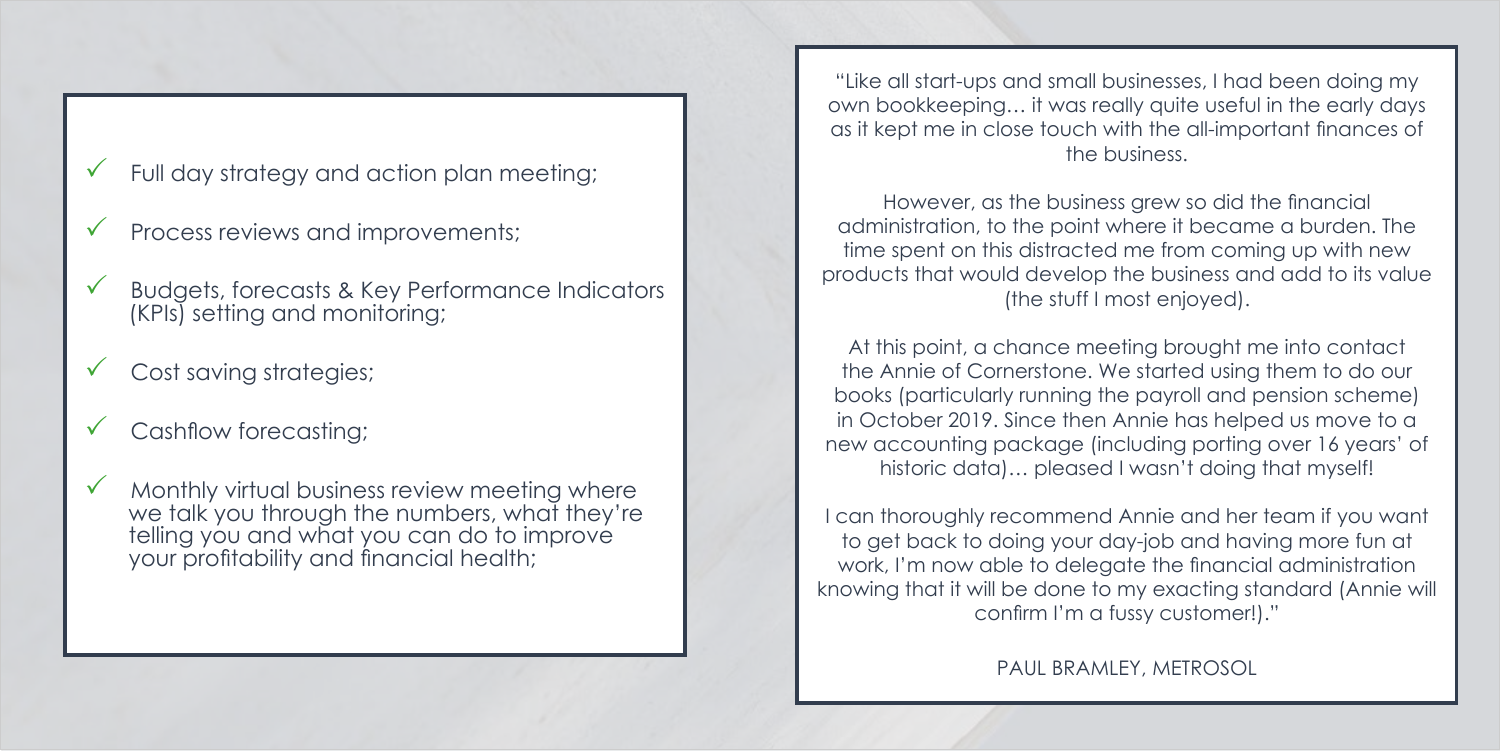- ✓ Full day strategy and action plan meeting;
- ✓ Process reviews and improvements;
- ✓ Budgets, forecasts & Key Performance Indicators (KPIs) setting and monitoring;
- ✓ Cost saving strategies;
- ✓ Cashflow forecasting;
- ✓ Monthly virtual business review meeting where we talk you through the numbers, what they're telling you and what you can do to improve your profitability and financial health;

"Like all start-ups and small businesses, I had been doing my own bookkeeping… it was really quite useful in the early days as it kept me in close touch with the all-important finances of the business.

However, as the business grew so did the financial administration, to the point where it became a burden. The time spent on this distracted me from coming up with new products that would develop the business and add to its value (the stuff I most enjoyed).

At this point, a chance meeting brought me into contact the Annie of Cornerstone. We started using them to do our books (particularly running the payroll and pension scheme) in October 2019. Since then Annie has helped us move to a new accounting package (including porting over 16 years' of historic data)… pleased I wasn't doing that myself!

I can thoroughly recommend Annie and her team if you want to get back to doing your day-job and having more fun at work, I'm now able to delegate the financial administration knowing that it will be done to my exacting standard (Annie will confirm I'm a fussy customer!)."

PAUL BRAMLEY, METROSOL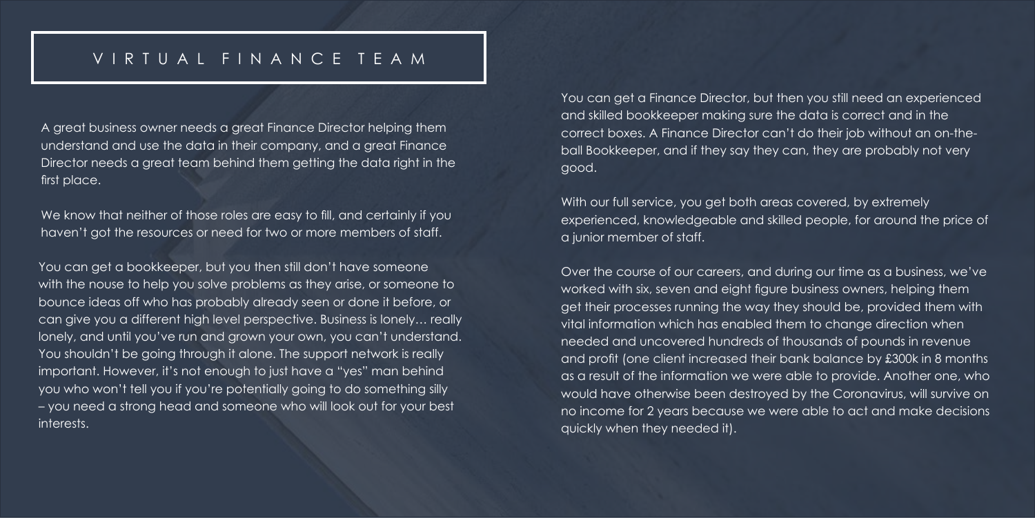# VIRTUAL FINANCE TEAM

A great business owner needs a great Finance Director helping them understand and use the data in their company, and a great Finance Director needs a great team behind them getting the data right in the first place.

We know that neither of those roles are easy to fill, and certainly if you haven't got the resources or need for two or more members of staff.

You can get a bookkeeper, but you then still don't have someone with the nouse to help you solve problems as they arise, or someone to bounce ideas off who has probably already seen or done it before, or can give you a different high level perspective. Business is lonely… really lonely, and until you've run and grown your own, you can't understand. You shouldn't be going through it alone. The support network is really important. However, it's not enough to just have a "yes" man behind you who won't tell you if you're potentially going to do something silly – you need a strong head and someone who will look out for your best interests.

You can get a Finance Director, but then you still need an experienced and skilled bookkeeper making sure the data is correct and in the correct boxes. A Finance Director can't do their job without an on-the-ball Bookkeeper, and if they say they can, they are probably not very good.

With our full service, you get both areas covered, by extremely experienced, knowledgeable and skilled people, for around the price of a junior member of staff.

Over the course of our careers, and during our time as a business, we've worked with six, seven and eight figure business owners, helping them get their processes running the way they should be, provided them with vital information which has enabled them to change direction when needed and uncovered hundreds of thousands of pounds in revenue and profit (one client increased their bank balance by £300k in 8 months as a result of the information we were able to provide. Another one, who would have otherwise been destroyed by the Coronavirus, will survive on no income for 2 years because we were able to act and make decisions quickly when they needed it).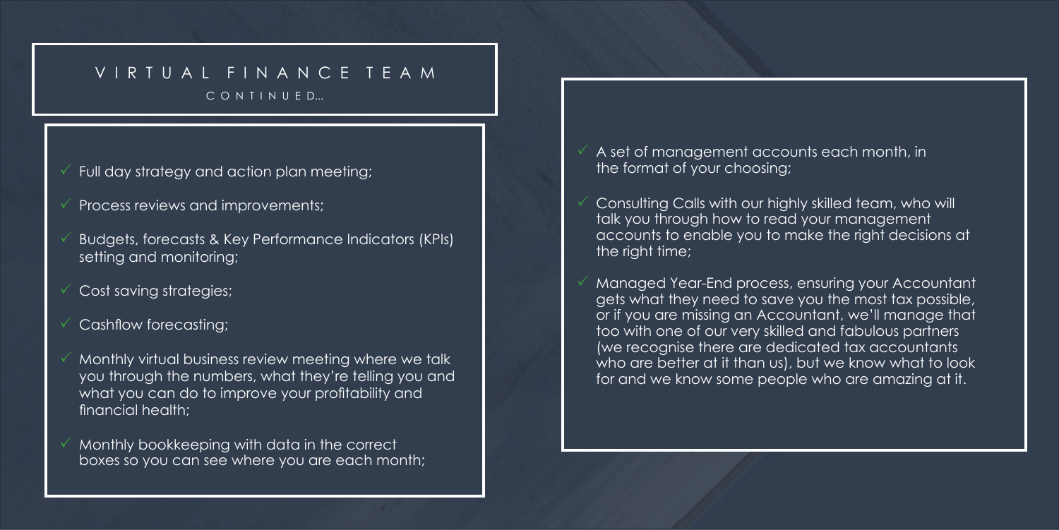# VIRTUAL FINANCE TEAM

CONTINUED…

- ✓ Full day strategy and action plan meeting;
- ✓ Process reviews and improvements;
- ✓ Budgets, forecasts & Key Performance Indicators (KPIs) setting and monitoring;
- ✓ Cost saving strategies;
- ✓ Cashflow forecasting;
- ✓ Monthly virtual business review meeting where we talk you through the numbers, what they're telling you and what you can do to improve your profitability and financial health;
- ✓ Monthly bookkeeping with data in the correct boxes so you can see where you are each month;
- ✓ A set of management accounts each month, in the format of your choosing;
- ✓ Consulting Calls with our highly skilled team, who will talk you through how to read your management accounts to enable you to make the right decisions at the right time;
- ✓ Managed Year-End process, ensuring your Accountant gets what they need to save you the most tax possible, or if you are missing an Accountant, we'll manage that too with one of our very skilled and fabulous partners (we recognise there are dedicated tax accountants who are better at it than us), but we know what to look for and we know some people who are amazing at it.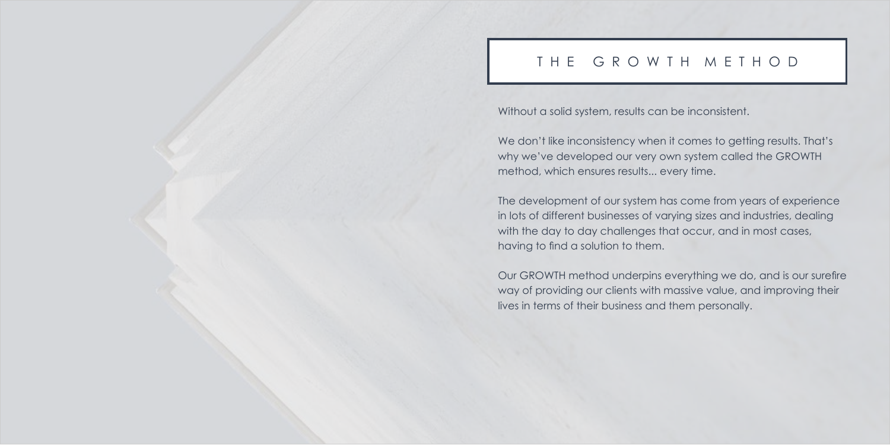# THE GROWTH METHOD

Without a solid system, results can be inconsistent.

We don't like inconsistency when it comes to getting results. That's why we've developed our very own system called the GROWTH method, which ensures results... every time.

The development of our system has come from years of experience in lots of different businesses of varying sizes and industries, dealing with the day to day challenges that occur, and in most cases, having to find a solution to them.

Our GROWTH method underpins everything we do, and is our surefire way of providing our clients with massive value, and improving their lives in terms of their business and them personally.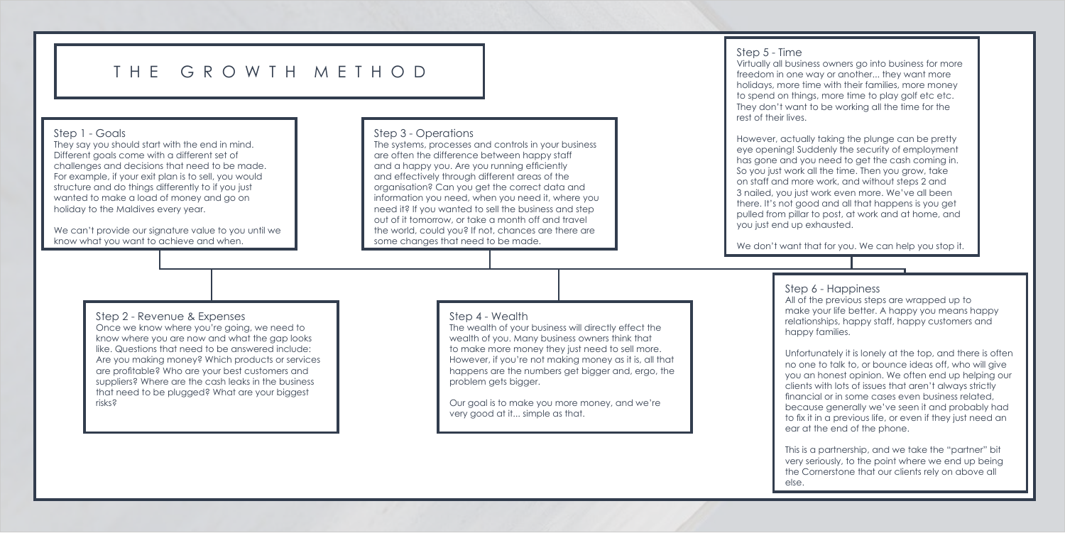# THE GROWTH METHOD

## Step 1 - Goals

They say you should start with the end in mind. Different goals come with a different set of challenges and decisions that need to be made. For example, if your exit plan is to sell, you would structure and do things differently to if you just wanted to make a load of money and go on holiday to the Maldives every year.

We can't provide our signature value to you until we know what you want to achieve and when.

## Step 2 - Revenue & Expenses

Once we know where you're going, we need to know where you are now and what the gap looks like. Questions that need to be answered include: Are you making money? Which products or services are profitable? Who are your best customers and suppliers? Where are the cash leaks in the business that need to be plugged? What are your biggest risks?

## Step 3 - Operations

The systems, processes and controls in your business are often the difference between happy staff and a happy you. Are you running efficiently and effectively through different areas of the organisation? Can you get the correct data and information you need, when you need it, where you need it? If you wanted to sell the business and step out of it tomorrow, or take a month off and travel the world, could you? If not, chances are there are some changes that need to be made.

## Step 4 - Wealth

The wealth of your business will directly effect the wealth of you. Many business owners think that to make more money they just need to sell more. However, if you're not making money as it is, all that happens are the numbers get bigger and, ergo, the problem gets bigger.

Our goal is to make you more money, and we're very good at it... simple as that.

## Step 5 - Time

Virtually all business owners go into business for more freedom in one way or another... they want more holidays, more time with their families, more money to spend on things, more time to play golf etc etc. They don't want to be working all the time for the rest of their lives.

However, actually taking the plunge can be pretty eye opening! Suddenly the security of employment has gone and you need to get the cash coming in. So you just work all the time. Then you grow, take on staff and more work, and without steps 2 and 3 nailed, you just work even more. We've all been there. It's not good and all that happens is you get pulled from pillar to post, at work and at home, and you just end up exhausted.

We don't want that for you. We can help you stop it.

## Step 6 - Happiness

All of the previous steps are wrapped up to make your life better. A happy you means happy relationships, happy staff, happy customers and happy families.

Unfortunately it is lonely at the top, and there is often no one to talk to, or bounce ideas off, who will give you an honest opinion. We often end up helping our clients with lots of issues that aren't always strictly financial or in some cases even business related, because generally we've seen it and probably had to fix it in a previous life, or even if they just need an ear at the end of the phone.

This is a partnership, and we take the "partner" bit very seriously, to the point where we end up being the Cornerstone that our clients rely on above all else.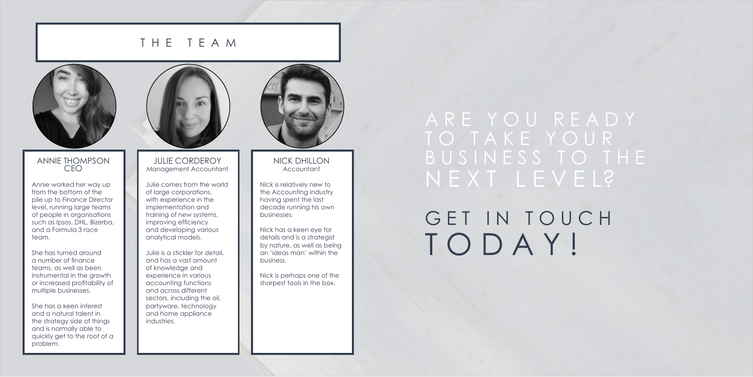# THE TEAM

### ANNIE THOMPSON
CEO

Annie worked her way up from the bottom of the pile up to Finance Director level, running large teams of people in organisations such as Ipsos, DHL, Bizerba, and a Formula 3 race team.

She has turned around a number of finance teams, as well as been instrumental in the growth or increased profitability of multiple businesses.

She has a keen interest and a natural talent in the strategy side of things and is normally able to quickly get to the root of a problem.

### JULIE CORDEROY
Management Accountant

Julie comes from the world of large corporations, with experience in the implementation and training of new systems, improving efficiency and developing various analytical models.

Julie is a stickler for detail, and has a vast amount of knowledge and experience in various accounting functions and across different sectors, including the oil, partyware, technology and home appliance industries.

### NICK DHILLON
Accountant

Nick is relatively new to the Accounting industry having spent the last decade running his own businesses.

Nick has a keen eye for details and is a strategist by nature, as well as being an 'ideas man' within the business.

Nick is perhaps one of the sharpest tools in the box.

## ARE YOU READY TO TAKE YOUR BUSINESS TO THE NEXT LEVEL?

## GET IN TOUCH TODAY!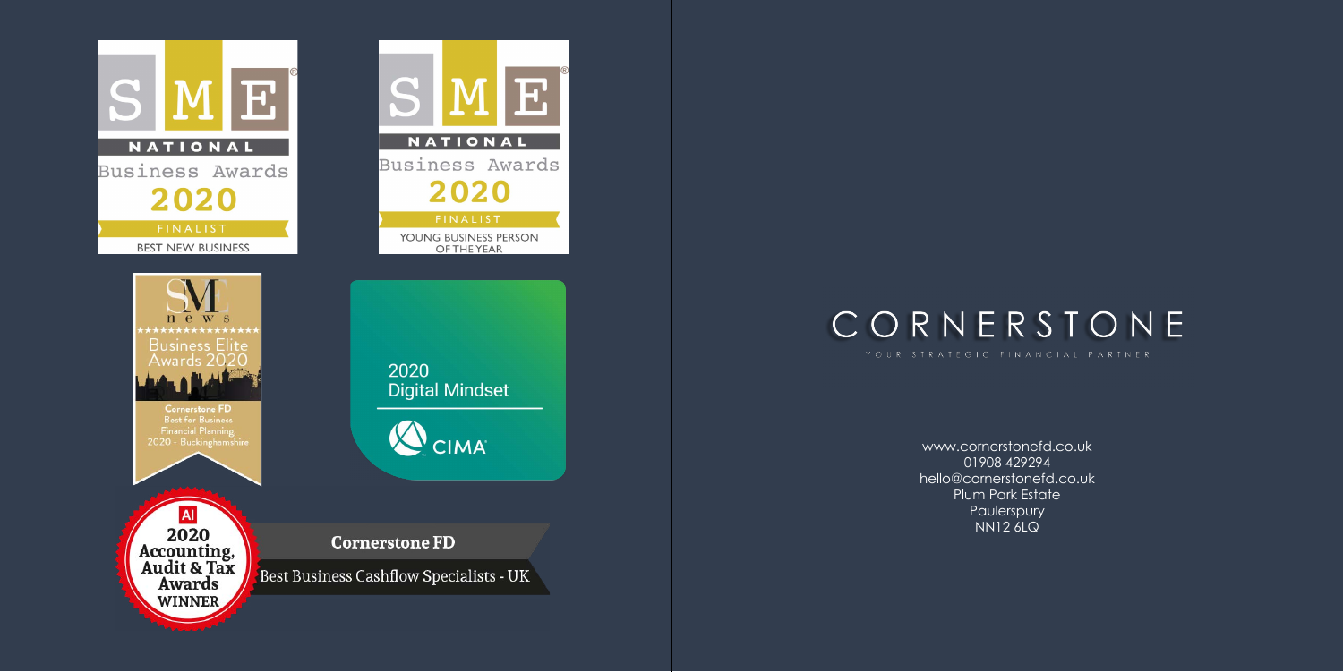SME NATIONAL Business Awards 2020 FINALIST BEST NEW BUSINESS

SME NATIONAL Business Awards 2020 FINALIST YOUNG BUSINESS PERSON OF THE YEAR

SME news Business Elite Awards 2020 Cornerstone FD Best for Business Financial Planning, 2020 - Buckinghamshire

2020 Digital Mindset CIMA

AI 2020 Accounting, Audit & Tax Awards WINNER

Cornerstone FD

Best Business Cashflow Specialists - UK

# CORNERSTONE

YOUR STRATEGIC FINANCIAL PARTNER

www.cornerstonefd.co.uk
01908 429294
hello@cornerstonefd.co.uk
Plum Park Estate
Paulerspury
NN12 6LQ